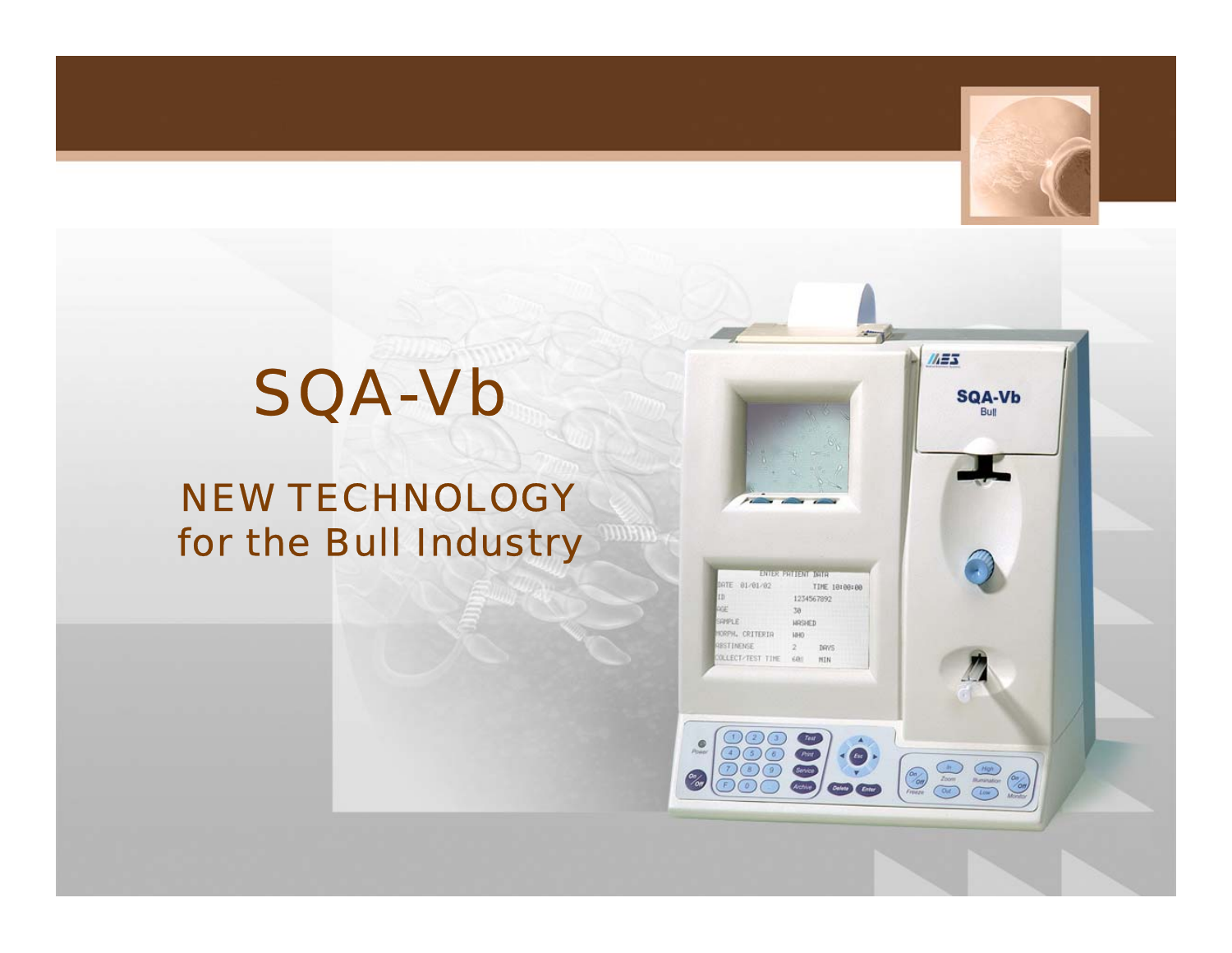# SQA-Vb

## NEW TECHNOLOGY for the Bull Industry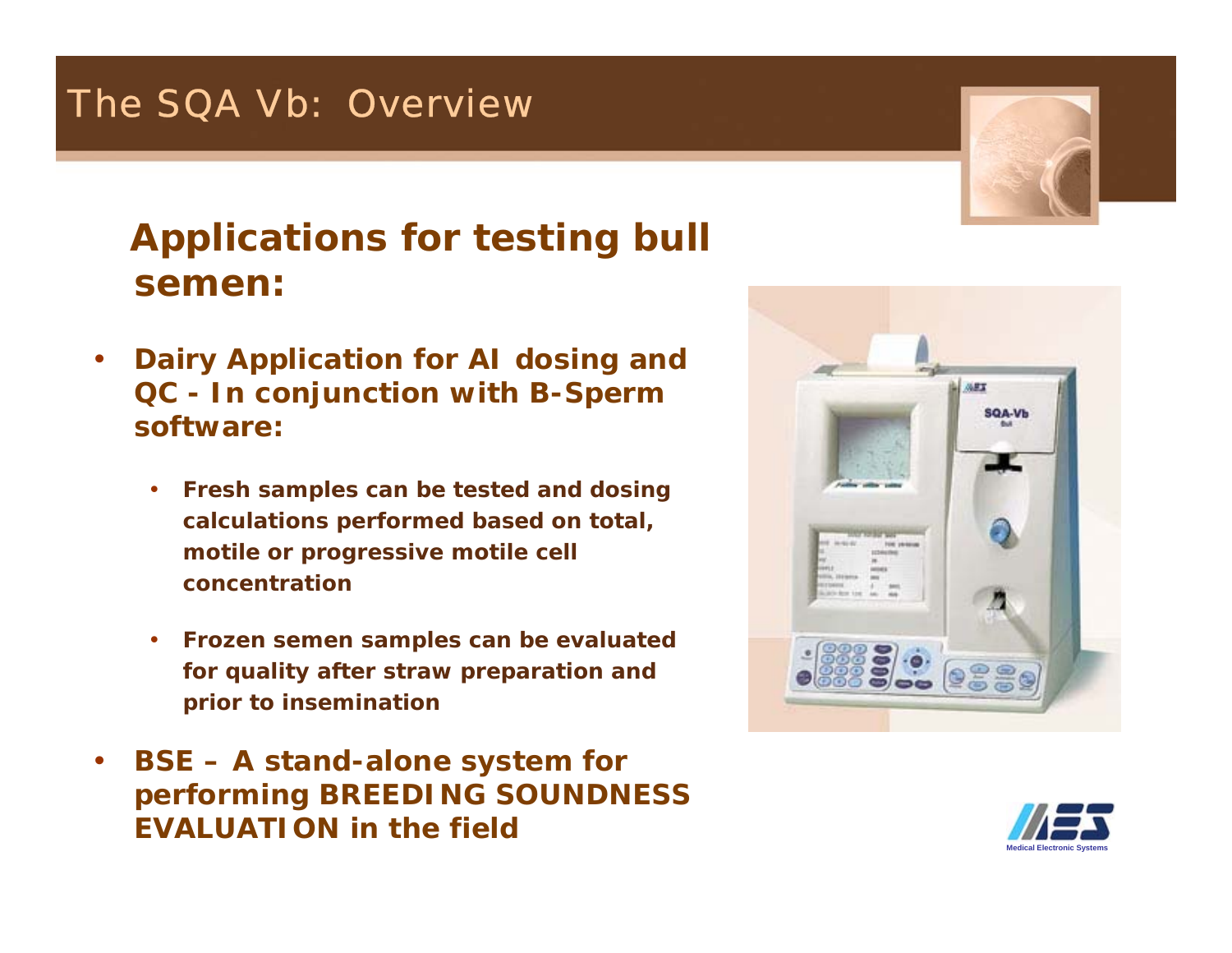# The SQA Vb: Overview

## Applications for testing bull semen:

- **Dairy Application for AI dosing and QC - In conjunction with B-Sperm software:**
  - **Fresh samples can be tested and dosing calculations performed based on total, motile or progressive motile cell concentration**
  - **Frozen semen samples can be evaluated for quality after straw preparation and prior to insemination**
- **BSE – A stand-alone system for performing BREEDING SOUNDNESS EVALUATION in the field**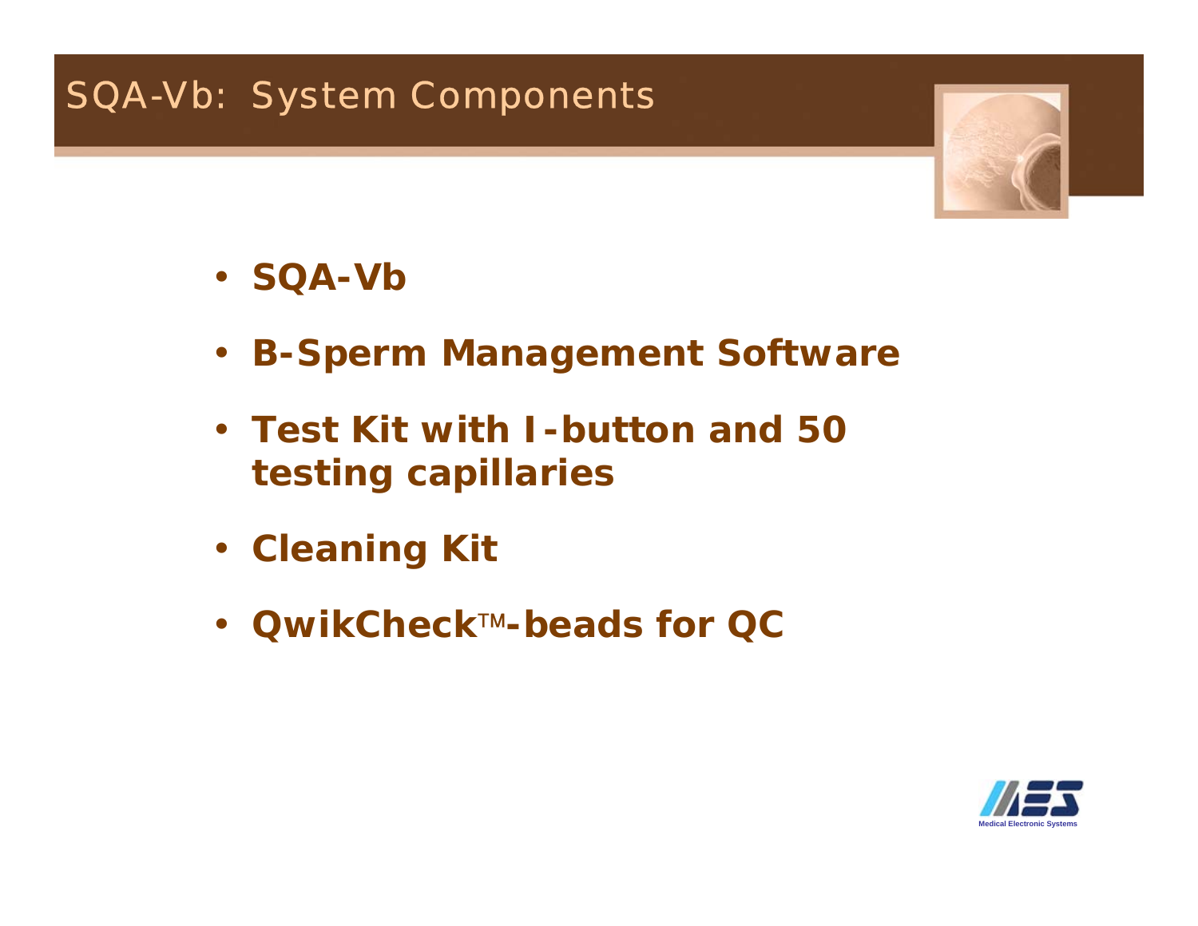# SQA-Vb: System Components

- **SQA-Vb**
- **B-Sperm Management Software**
- **Test Kit with I-button and 50 testing capillaries**
- **Cleaning Kit**
- **QwikCheck™-beads for QC**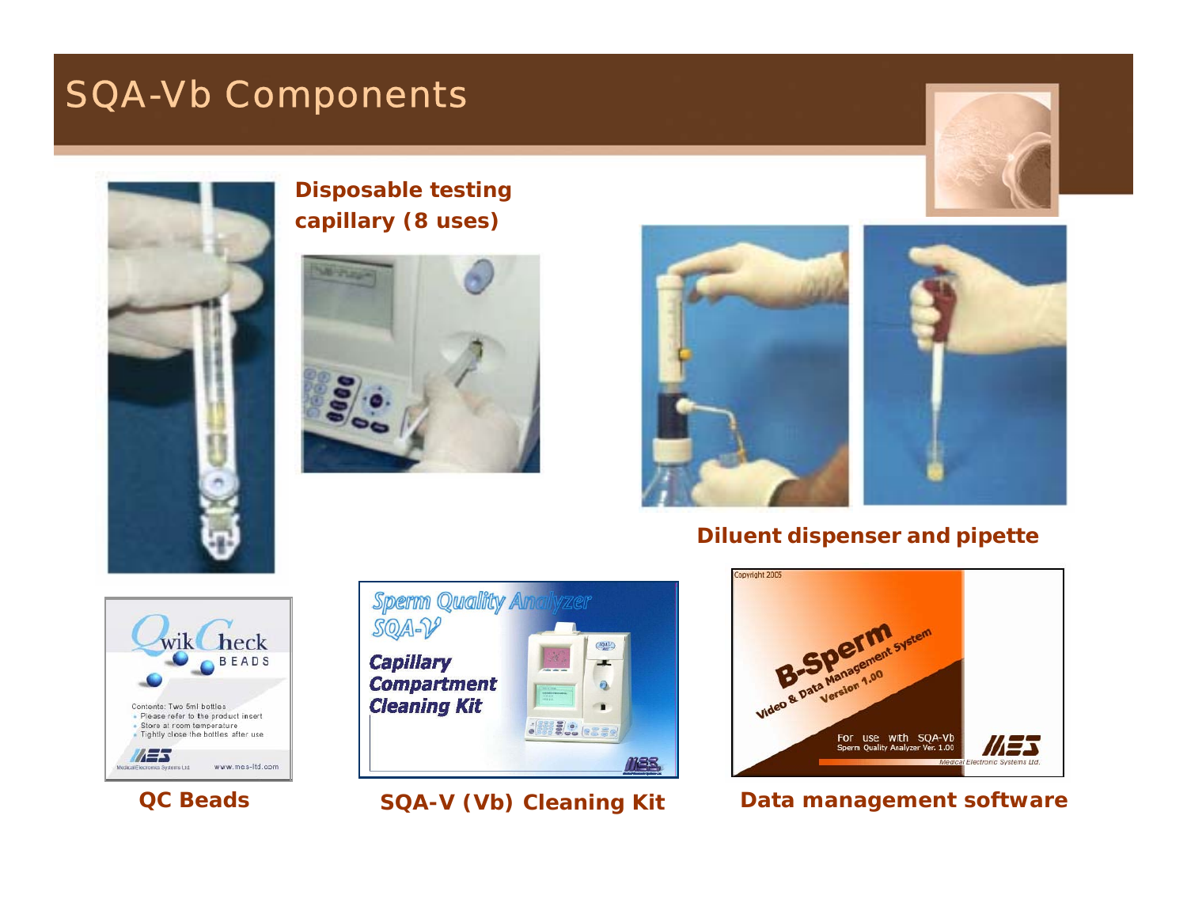# SQA-Vb Components

**Disposable testing capillary (8 uses)**

**Diluent dispenser and pipette**

**QC Beads**

**SQA-V (Vb) Cleaning Kit**

**Data management software**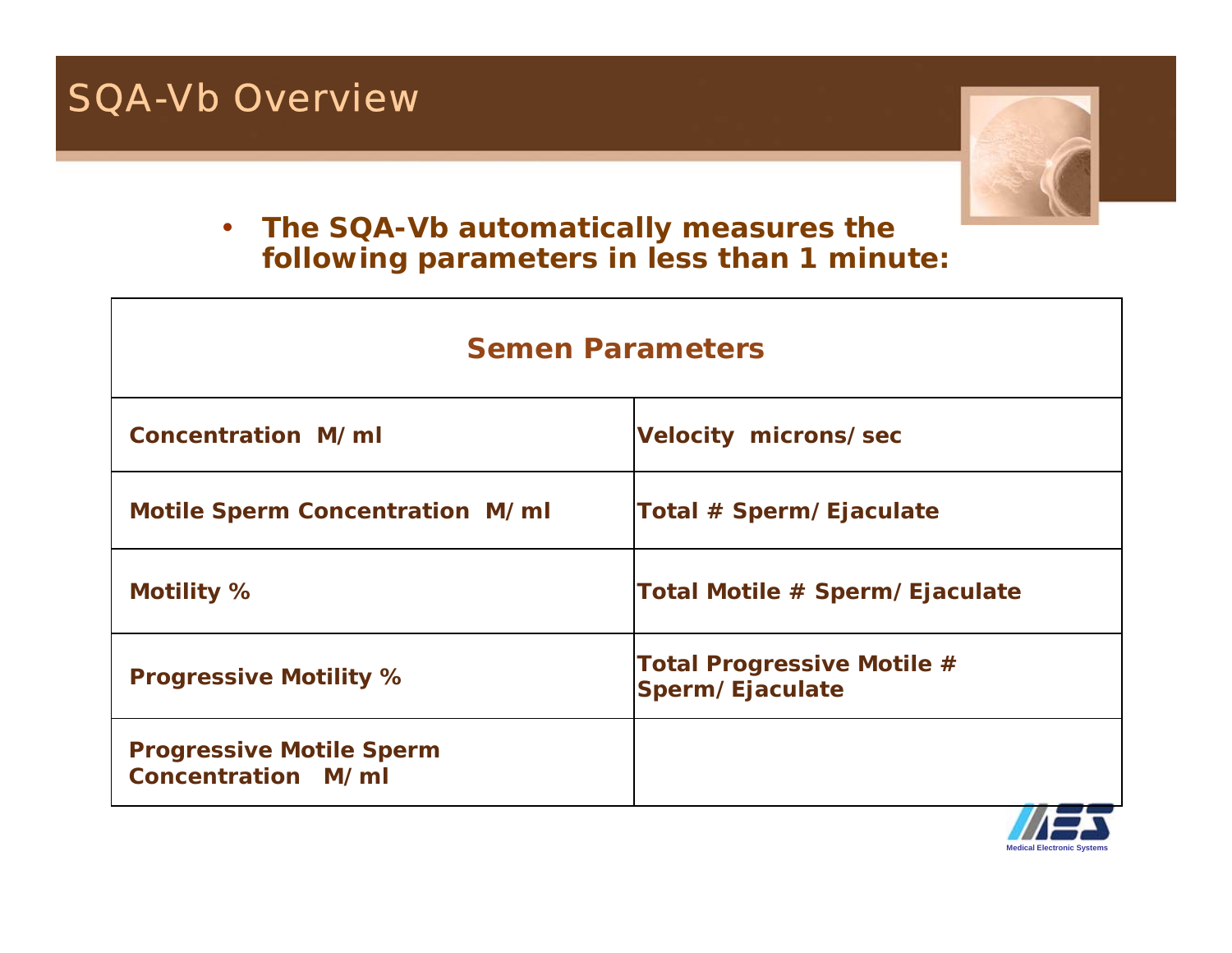# SQA-Vb Overview

- **The SQA-Vb automatically measures the following parameters in less than 1 minute:**

| Semen Parameters | |
|---|---|
| Concentration M/ml | Velocity microns/sec |
| Motile Sperm Concentration M/ml | Total # Sperm/Ejaculate |
| Motility % | Total Motile # Sperm/Ejaculate |
| Progressive Motility % | Total Progressive Motile # Sperm/Ejaculate |
| Progressive Motile Sperm Concentration M/ml | |

Medical Electronic Systems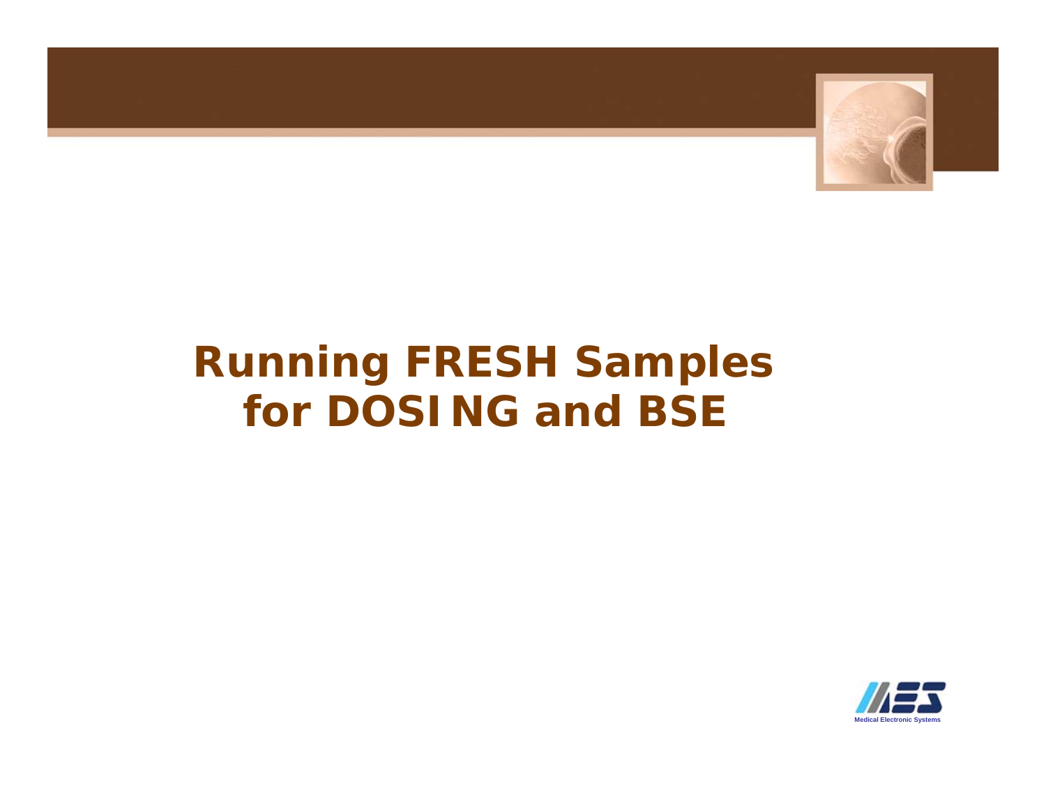# Running FRESH Samples for DOSING and BSE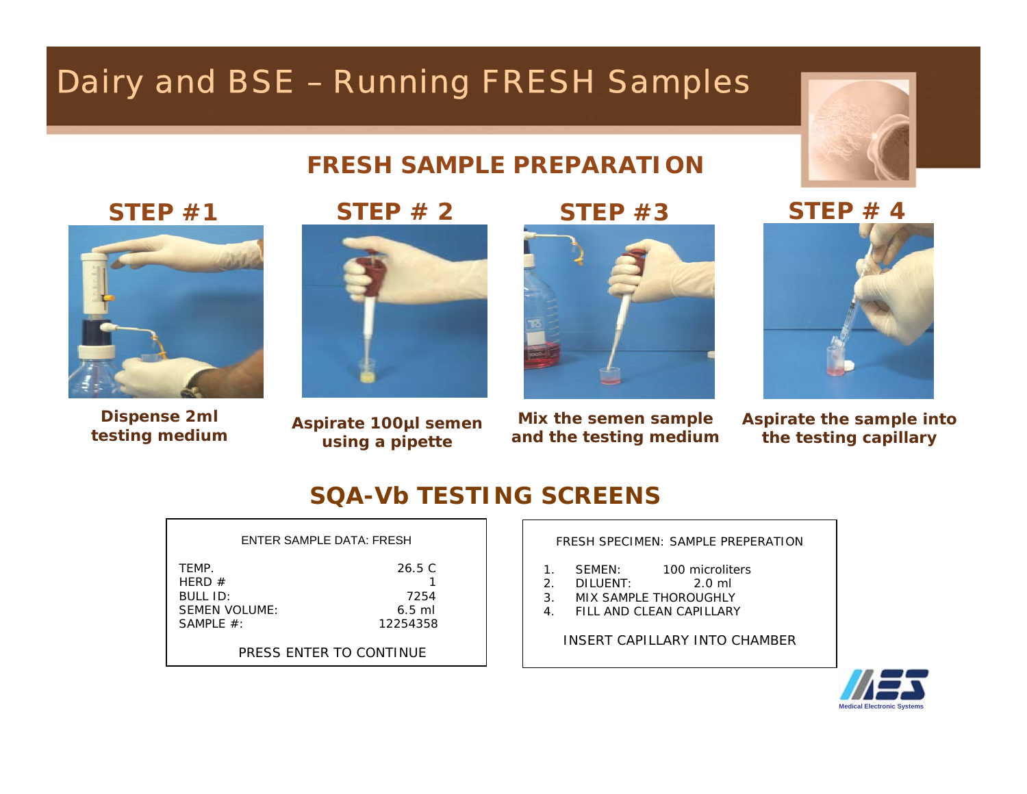# Dairy and BSE – Running FRESH Samples

## FRESH SAMPLE PREPARATION

**STEP #1**

**Dispense 2ml testing medium**

**STEP # 2**

**Aspirate 100µl semen using a pipette**

**STEP #3**

**Mix the semen sample and the testing medium**

**STEP # 4**

**Aspirate the sample into the testing capillary**

## SQA-Vb TESTING SCREENS

ENTER SAMPLE DATA: FRESH

| | |
|---|---|
| TEMP. | 26.5 C |
| HERD # | 1 |
| BULL ID: | 7254 |
| SEMEN VOLUME: | 6.5 ml |
| SAMPLE #: | 12254358 |

PRESS ENTER TO CONTINUE

FRESH SPECIMEN: SAMPLE PREPERATION

1. SEMEN: 100 microliters
2. DILUENT: 2.0 ml
3. MIX SAMPLE THOROUGHLY
4. FILL AND CLEAN CAPILLARY

INSERT CAPILLARY INTO CHAMBER

Medical Electronic Systems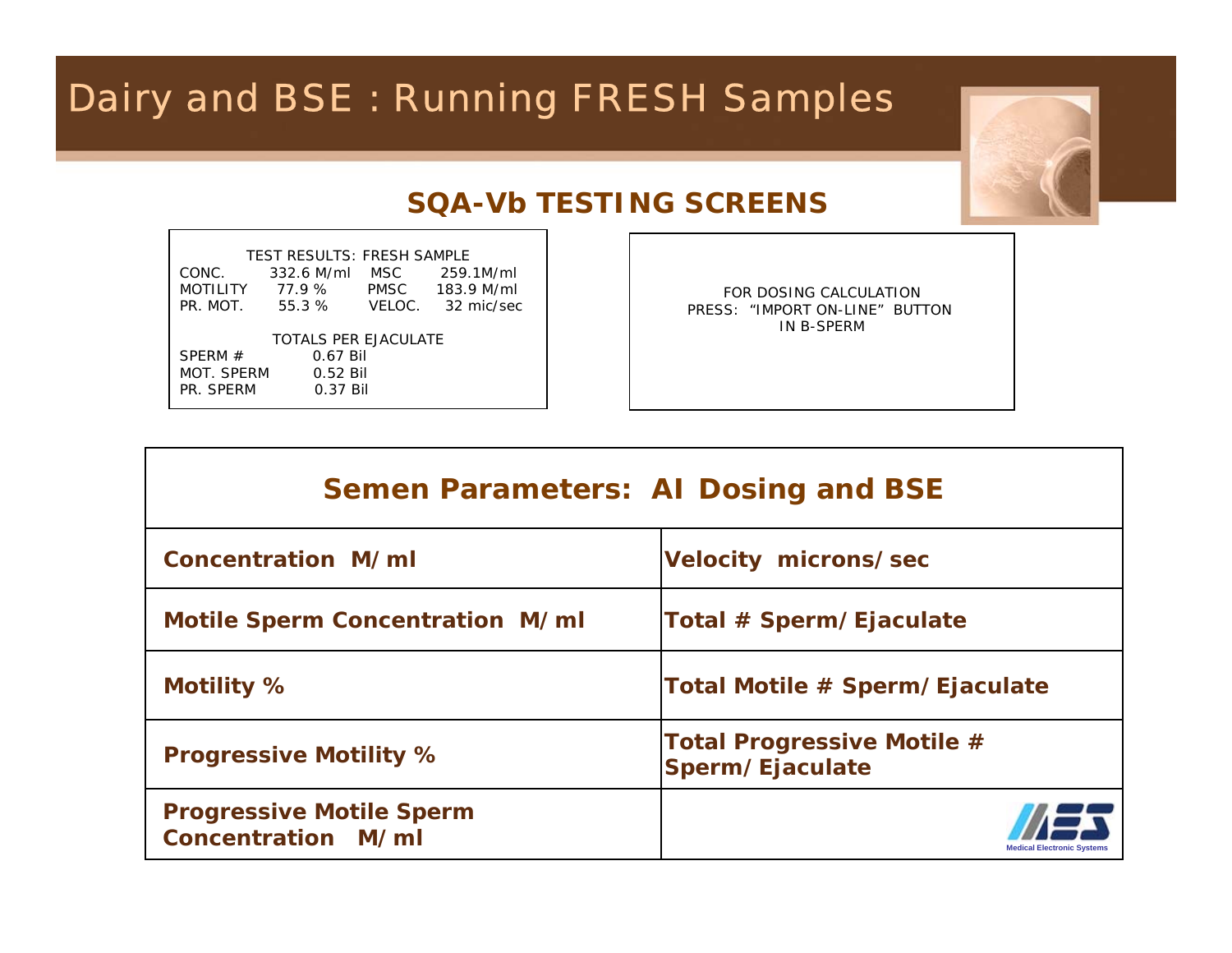# Dairy and BSE : Running FRESH Samples

## SQA-Vb TESTING SCREENS

```
TEST RESULTS: FRESH SAMPLE
CONC.        332.6 M/ml    MSC       259.1M/ml
MOTILITY     77.9 %        PMSC      183.9 M/ml
PR. MOT.     55.3 %        VELOC.    32 mic/sec

TOTALS PER EJACULATE
SPERM #          0.67 Bil
MOT. SPERM       0.52 Bil
PR. SPERM        0.37 Bil
```

```
FOR DOSING CALCULATION
PRESS: "IMPORT ON-LINE" BUTTON
IN B-SPERM
```

| Semen Parameters: AI Dosing and BSE | |
|---|---|
| **Concentration M/ml** | **Velocity microns/sec** |
| **Motile Sperm Concentration M/ml** | **Total # Sperm/Ejaculate** |
| **Motility %** | **Total Motile # Sperm/Ejaculate** |
| **Progressive Motility %** | **Total Progressive Motile # Sperm/Ejaculate** |
| **Progressive Motile Sperm Concentration M/ml** | |

Medical Electronic Systems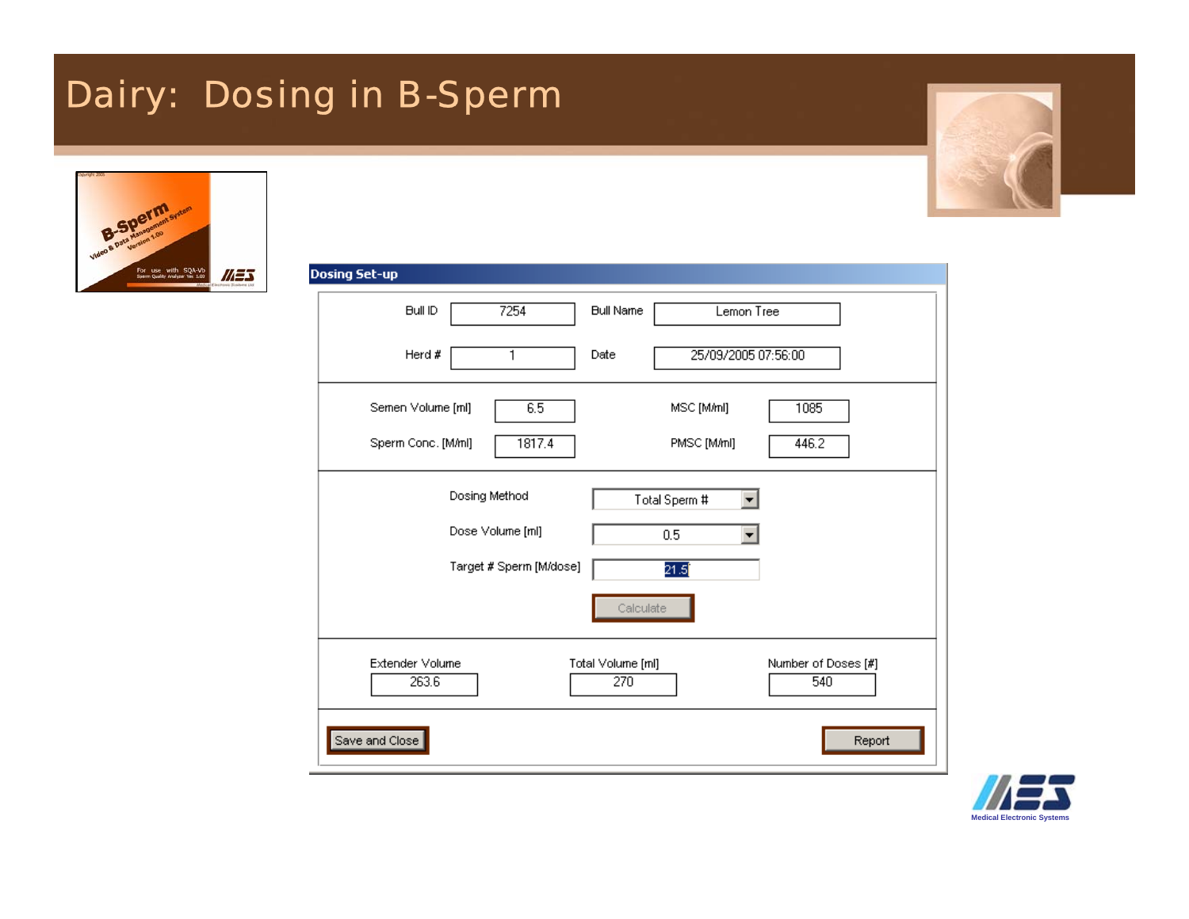# Dairy: Dosing in B-Sperm

**Dosing Set-up**

| | | | |
|---|---|---|---|
| Bull ID | 7254 | Bull Name | Lemon Tree |
| Herd # | 1 | Date | 25/09/2005 07:56:00 |

| | | | |
|---|---|---|---|
| Semen Volume [ml] | 6.5 | MSC [M/ml] | 1085 |
| Sperm Conc. [M/ml] | 1817.4 | PMSC [M/ml] | 446.2 |

| | |
|---|---|
| Dosing Method | Total Sperm # |
| Dose Volume [ml] | 0.5 |
| Target # Sperm [M/dose] | 21.5 |

Calculate

| Extender Volume | Total Volume [ml] | Number of Doses [#] |
|---|---|---|
| 263.6 | 270 | 540 |

Save and Close

Report

Medical Electronic Systems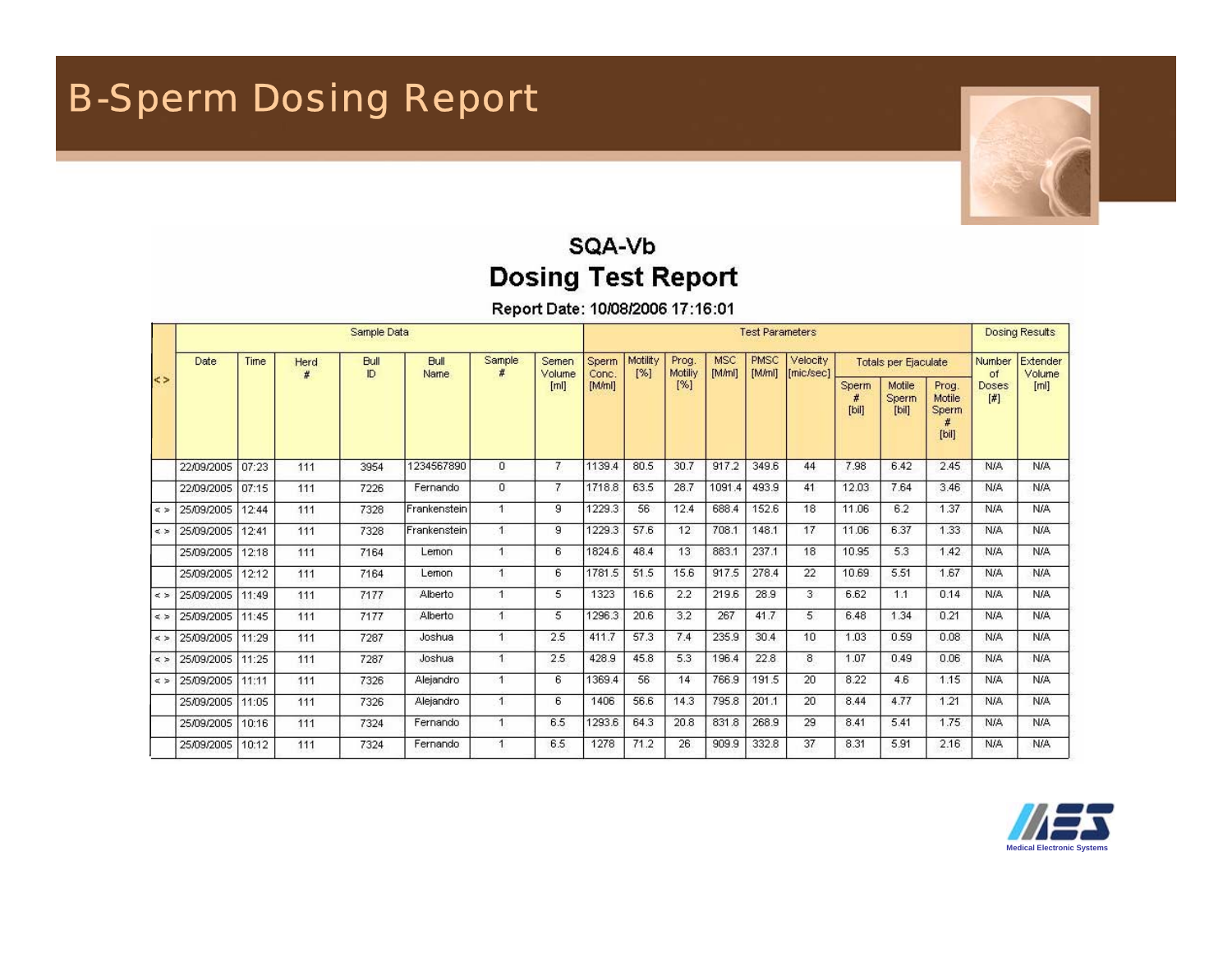# B-Sperm Dosing Report

## SQA-Vb
## Dosing Test Report

Report Date: 10/08/2006 17:16:01

| < > | Sample Data | | | | | | | Test Parameters | | | | | | | | | Dosing Results | |
|---|---|---|---|---|---|---|---|---|---|---|---|---|---|---|---|---|---|---|
| | Date | Time | Herd # | Bull ID | Bull Name | Sample # | Semen Volume [ml] | Sperm Conc. [M/ml] | Motility [%] | Prog. Motiliy [%] | MSC [M/ml] | PMSC [M/ml] | Velocity [mic/sec] | Totals per Ejaculate | | | Number of Doses [#] | Extender Volume [ml] |
| | | | | | | | | | | | | | | Sperm # [bil] | Motile Sperm [bil] | Prog. Motile Sperm # [bil] | | |
| | 22/09/2005 | 07:23 | 111 | 3954 | 1234567890 | 0 | 7 | 1139.4 | 80.5 | 30.7 | 917.2 | 349.6 | 44 | 7.98 | 6.42 | 2.45 | N/A | N/A |
| | 22/09/2005 | 07:15 | 111 | 7226 | Fernando | 0 | 7 | 1718.8 | 63.5 | 28.7 | 1091.4 | 493.9 | 41 | 12.03 | 7.64 | 3.46 | N/A | N/A |
| < > | 25/09/2005 | 12:44 | 111 | 7328 | Frankenstein | 1 | 9 | 1229.3 | 56 | 12.4 | 688.4 | 152.6 | 18 | 11.06 | 6.2 | 1.37 | N/A | N/A |
| < > | 25/09/2005 | 12:41 | 111 | 7328 | Frankenstein | 1 | 9 | 1229.3 | 57.6 | 12 | 708.1 | 148.1 | 17 | 11.06 | 6.37 | 1.33 | N/A | N/A |
| | 25/09/2005 | 12:18 | 111 | 7164 | Lemon | 1 | 6 | 1824.6 | 48.4 | 13 | 883.1 | 237.1 | 18 | 10.95 | 5.3 | 1.42 | N/A | N/A |
| | 25/09/2005 | 12:12 | 111 | 7164 | Lemon | 1 | 6 | 1781.5 | 51.5 | 15.6 | 917.5 | 278.4 | 22 | 10.69 | 5.51 | 1.67 | N/A | N/A |
| < > | 25/09/2005 | 11:49 | 111 | 7177 | Alberto | 1 | 5 | 1323 | 16.6 | 2.2 | 219.6 | 28.9 | 3 | 6.62 | 1.1 | 0.14 | N/A | N/A |
| < > | 25/09/2005 | 11:45 | 111 | 7177 | Alberto | 1 | 5 | 1296.3 | 20.6 | 3.2 | 267 | 41.7 | 5 | 6.48 | 1.34 | 0.21 | N/A | N/A |
| < > | 25/09/2005 | 11:29 | 111 | 7287 | Joshua | 1 | 2.5 | 411.7 | 57.3 | 7.4 | 235.9 | 30.4 | 10 | 1.03 | 0.59 | 0.08 | N/A | N/A |
| < > | 25/09/2005 | 11:25 | 111 | 7287 | Joshua | 1 | 2.5 | 428.9 | 45.8 | 5.3 | 196.4 | 22.8 | 8 | 1.07 | 0.49 | 0.06 | N/A | N/A |
| < > | 25/09/2005 | 11:11 | 111 | 7326 | Alejandro | 1 | 6 | 1369.4 | 56 | 14 | 766.9 | 191.5 | 20 | 8.22 | 4.6 | 1.15 | N/A | N/A |
| | 25/09/2005 | 11:05 | 111 | 7326 | Alejandro | 1 | 6 | 1406 | 56.6 | 14.3 | 795.8 | 201.1 | 20 | 8.44 | 4.77 | 1.21 | N/A | N/A |
| | 25/09/2005 | 10:16 | 111 | 7324 | Fernando | 1 | 6.5 | 1293.6 | 64.3 | 20.8 | 831.8 | 268.9 | 29 | 8.41 | 5.41 | 1.75 | N/A | N/A |
| | 25/09/2005 | 10:12 | 111 | 7324 | Fernando | 1 | 6.5 | 1278 | 71.2 | 26 | 909.9 | 332.8 | 37 | 8.31 | 5.91 | 2.16 | N/A | N/A |

MES Medical Electronic Systems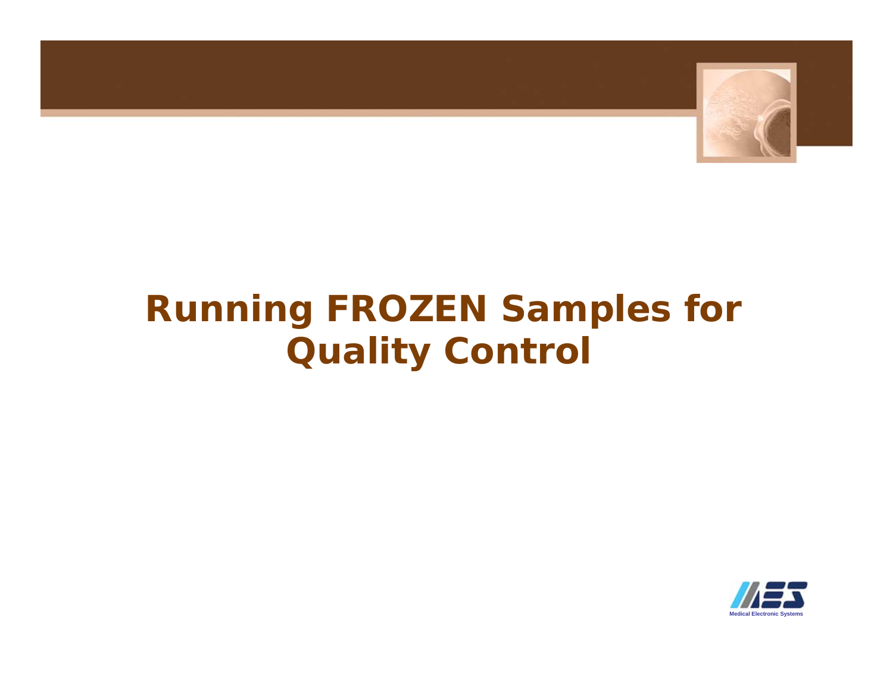# Running FROZEN Samples for Quality Control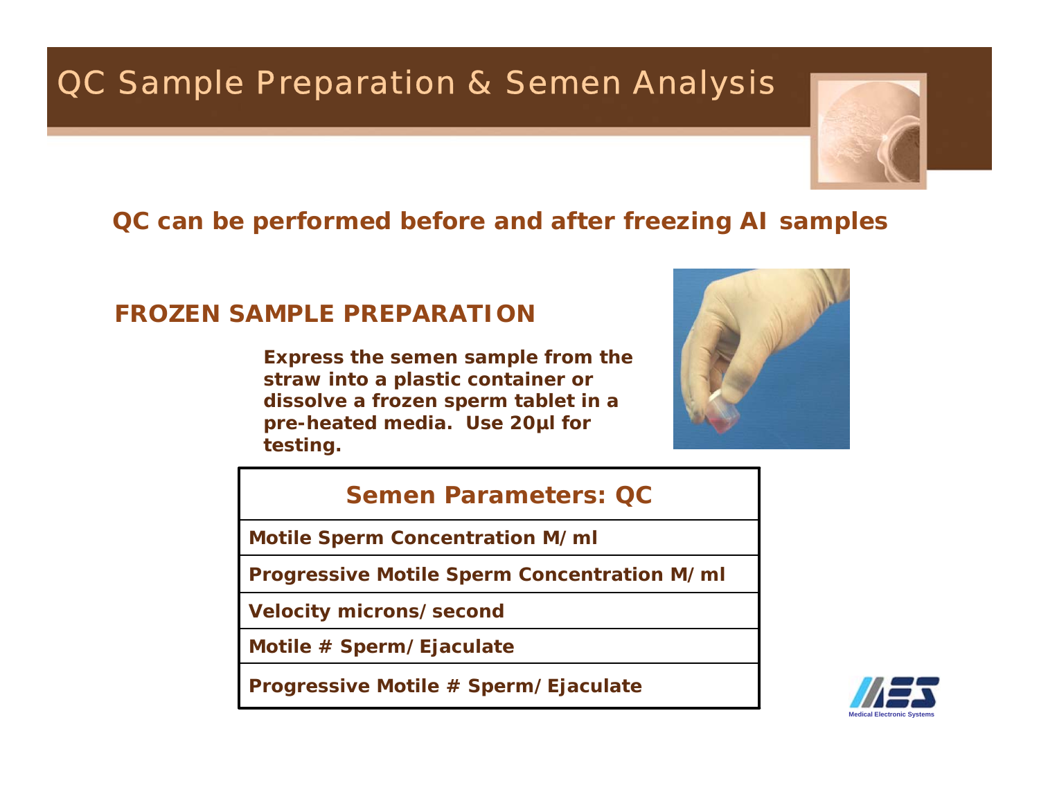# QC Sample Preparation & Semen Analysis

**QC can be performed before and after freezing AI samples**

## FROZEN SAMPLE PREPARATION

**Express the semen sample from the straw into a plastic container or dissolve a frozen sperm tablet in a pre-heated media. Use 20µl for testing.**

| Semen Parameters: QC |
|---|
| Motile Sperm Concentration M/ml |
| Progressive Motile Sperm Concentration M/ml |
| Velocity microns/second |
| Motile # Sperm/Ejaculate |
| Progressive Motile # Sperm/Ejaculate |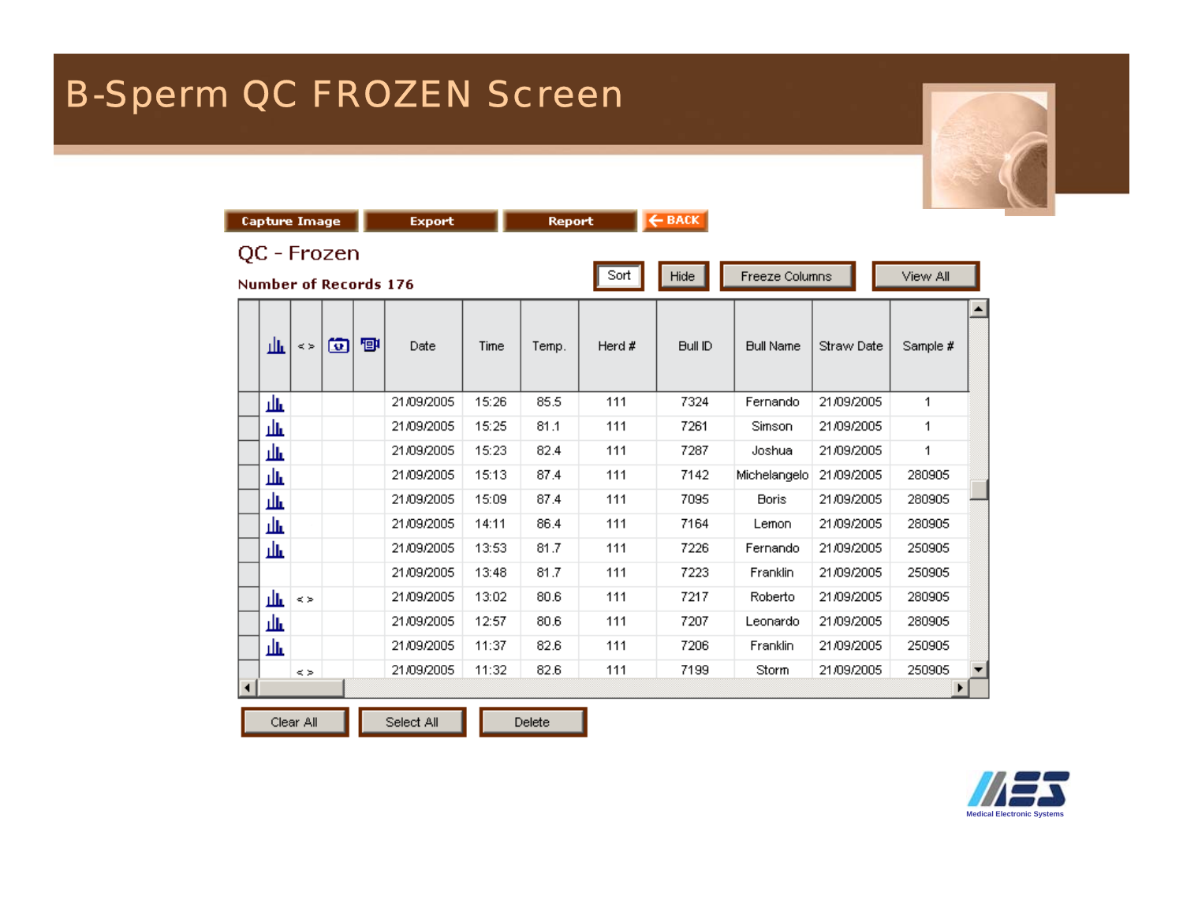# B-Sperm QC FROZEN Screen

Capture Image | Export | Report | BACK

## QC - Frozen

**Number of Records 176**

Sort | Hide | Freeze Columns | View All

| | | < > | | | Date | Time | Temp. | Herd # | Bull ID | Bull Name | Straw Date | Sample # |
|---|---|---|---|---|---|---|---|---|---|---|---|---|
| | | | | | 21/09/2005 | 15:26 | 85.5 | 111 | 7324 | Fernando | 21/09/2005 | 1 |
| | | | | | 21/09/2005 | 15:25 | 81.1 | 111 | 7261 | Simson | 21/09/2005 | 1 |
| | | | | | 21/09/2005 | 15:23 | 82.4 | 111 | 7287 | Joshua | 21/09/2005 | 1 |
| | | | | | 21/09/2005 | 15:13 | 87.4 | 111 | 7142 | Michelangelo | 21/09/2005 | 280905 |
| | | | | | 21/09/2005 | 15:09 | 87.4 | 111 | 7095 | Boris | 21/09/2005 | 280905 |
| | | | | | 21/09/2005 | 14:11 | 86.4 | 111 | 7164 | Lemon | 21/09/2005 | 280905 |
| | | | | | 21/09/2005 | 13:53 | 81.7 | 111 | 7226 | Fernando | 21/09/2005 | 250905 |
| | | | | | 21/09/2005 | 13:48 | 81.7 | 111 | 7223 | Franklin | 21/09/2005 | 250905 |
| | | < > | | | 21/09/2005 | 13:02 | 80.6 | 111 | 7217 | Roberto | 21/09/2005 | 280905 |
| | | | | | 21/09/2005 | 12:57 | 80.6 | 111 | 7207 | Leonardo | 21/09/2005 | 280905 |
| | | | | | 21/09/2005 | 11:37 | 82.6 | 111 | 7206 | Franklin | 21/09/2005 | 250905 |
| | | < > | | | 21/09/2005 | 11:32 | 82.6 | 111 | 7199 | Storm | 21/09/2005 | 250905 |

Clear All | Select All | Delete

Medical Electronic Systems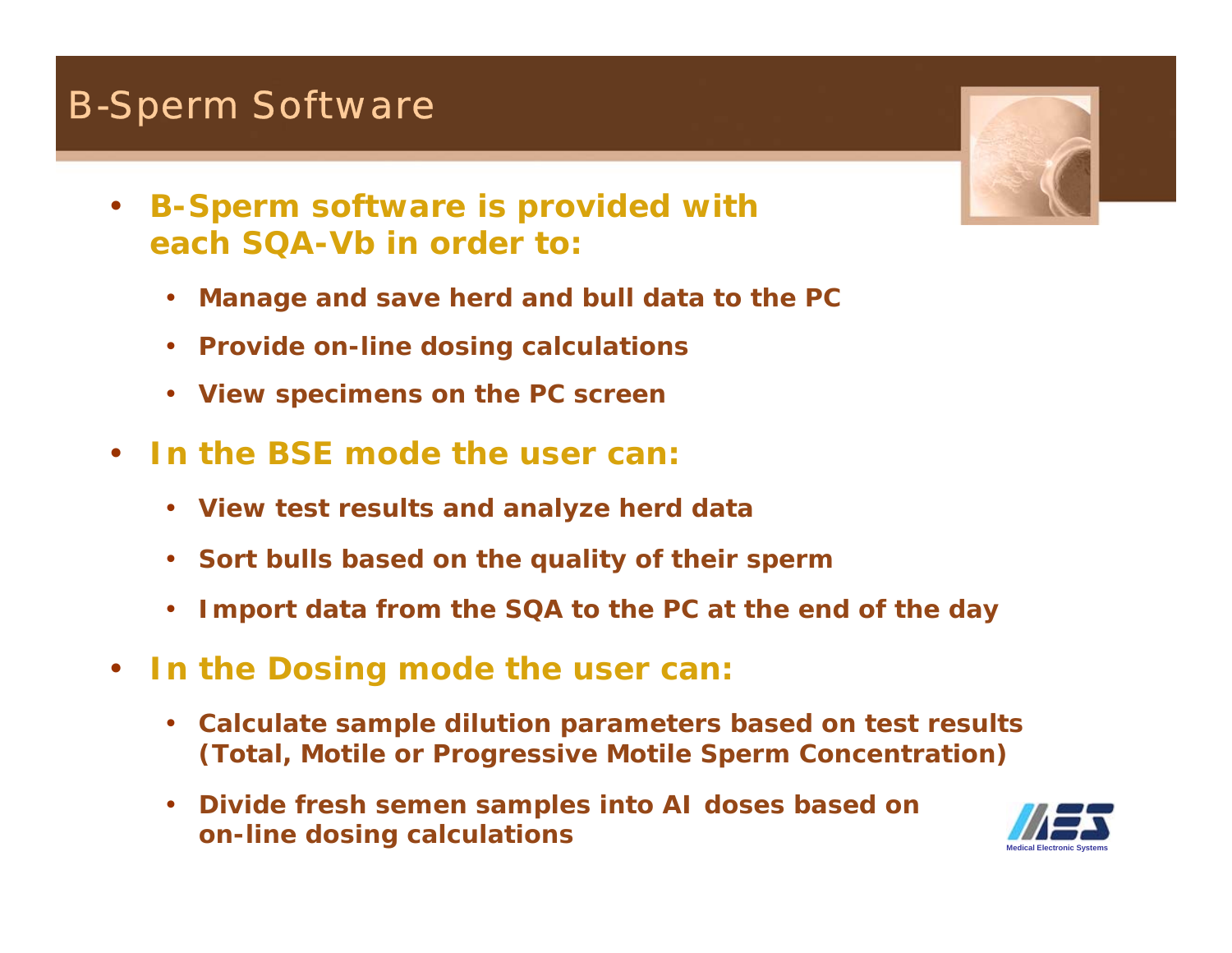# B-Sperm Software

- **B-Sperm software is provided with each SQA-Vb in order to:**
  - **Manage and save herd and bull data to the PC**
  - **Provide on-line dosing calculations**
  - **View specimens on the PC screen**
- **In the BSE mode the user can:**
  - **View test results and analyze herd data**
  - **Sort bulls based on the quality of their sperm**
  - **Import data from the SQA to the PC at the end of the day**
- **In the Dosing mode the user can:**
  - **Calculate sample dilution parameters based on test results (Total, Motile or Progressive Motile Sperm Concentration)**
  - **Divide fresh semen samples into AI doses based on on-line dosing calculations**

Medical Electronic Systems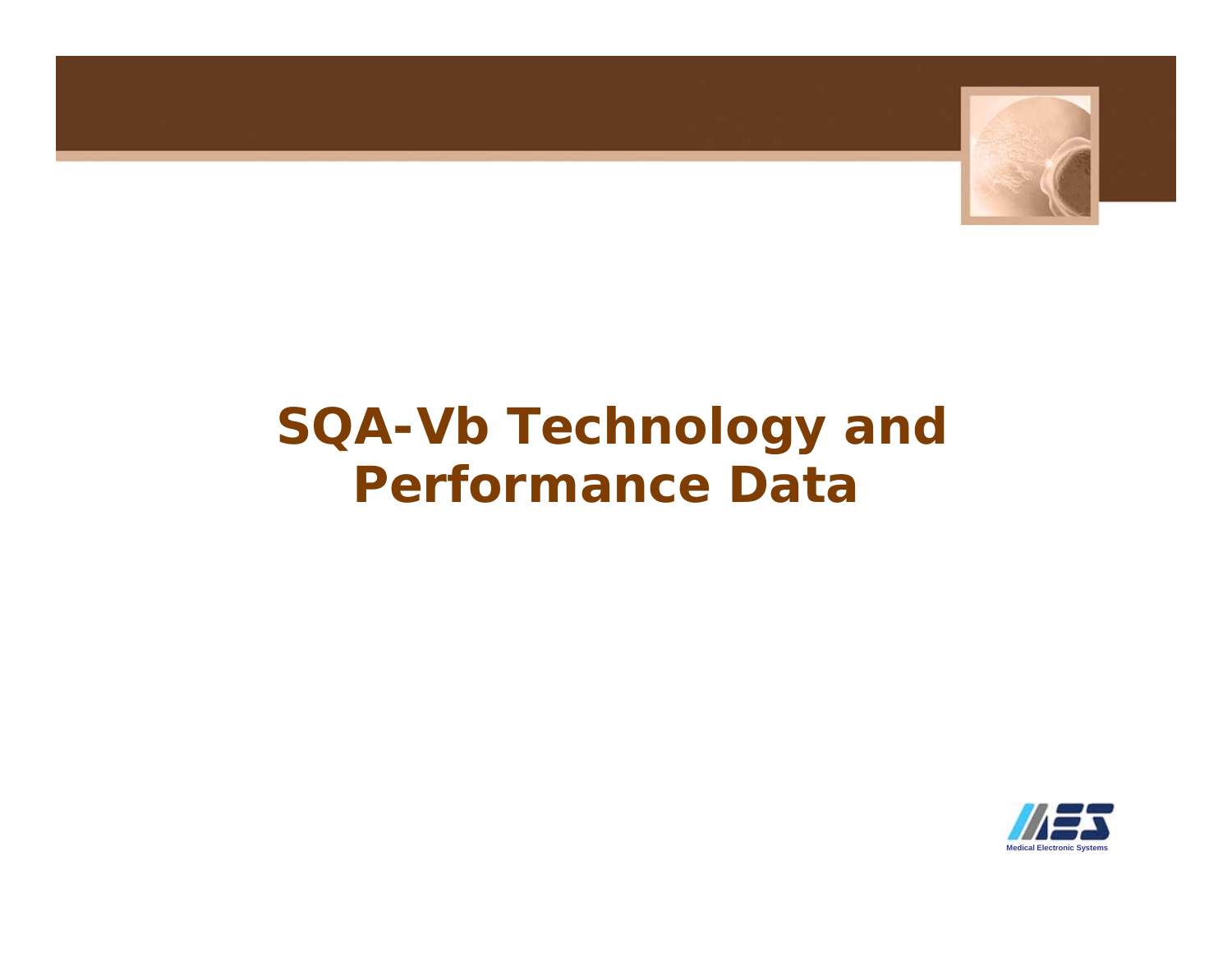# SQA-Vb Technology and Performance Data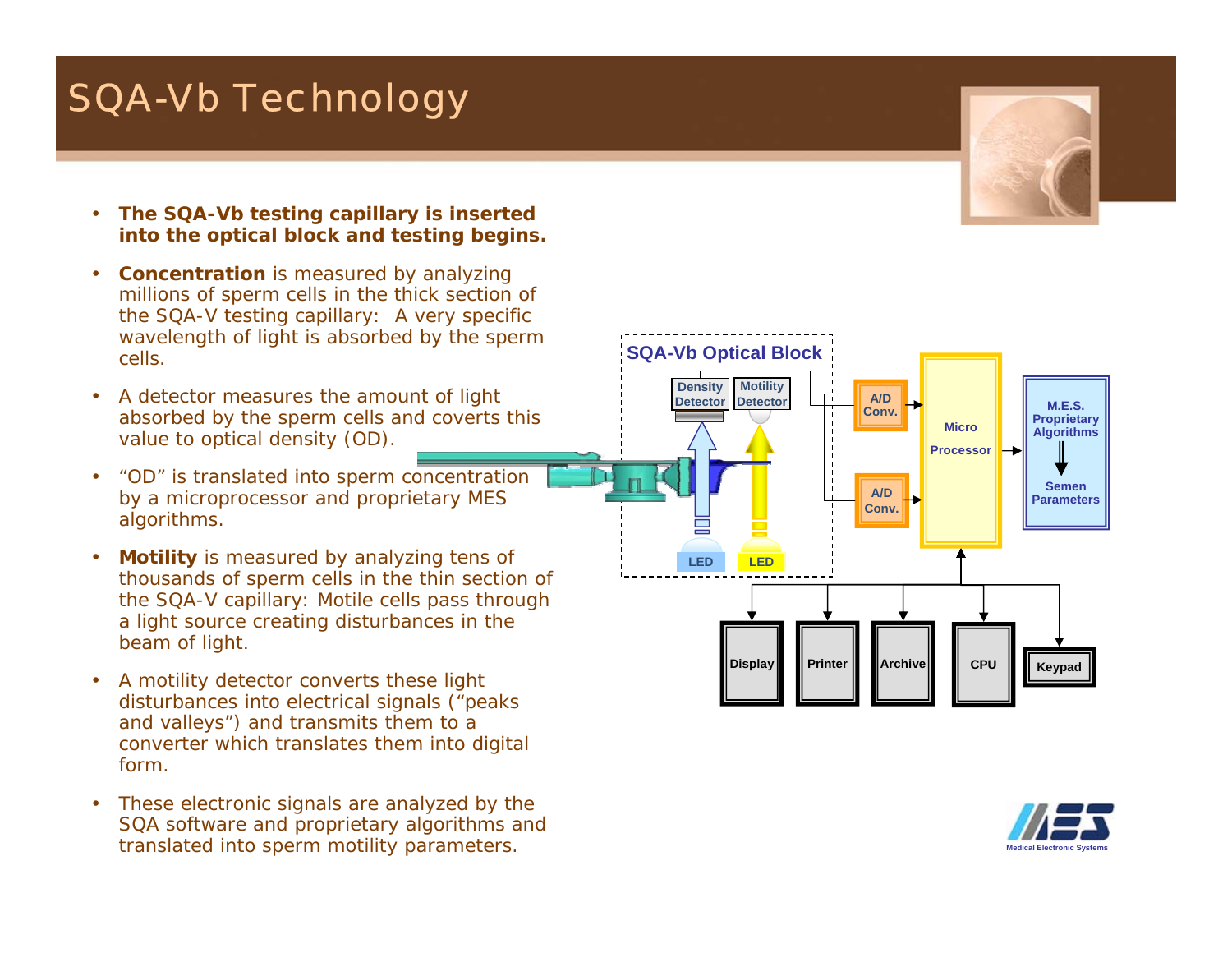# SQA-Vb Technology

- **The SQA-Vb testing capillary is inserted into the optical block and testing begins.**
- **Concentration** is measured by analyzing millions of sperm cells in the thick section of the SQA-V testing capillary: A very specific wavelength of light is absorbed by the sperm cells.
- A detector measures the amount of light absorbed by the sperm cells and coverts this value to optical density (OD).
- "OD" is translated into sperm concentration by a microprocessor and proprietary MES algorithms.
- **Motility** is measured by analyzing tens of thousands of sperm cells in the thin section of the SQA-V capillary: Motile cells pass through a light source creating disturbances in the beam of light.
- A motility detector converts these light disturbances into electrical signals ("peaks and valleys") and transmits them to a converter which translates them into digital form.
- These electronic signals are analyzed by the SQA software and proprietary algorithms and translated into sperm motility parameters.

SQA-Vb Optical Block

Density Detector | Motility Detector | LED | LED

A/D Conv. | A/D Conv. | Micro Processor | M.E.S. Proprietary Algorithms → Semen Parameters

Display | Printer | Archive | CPU | Keypad

Medical Electronic Systems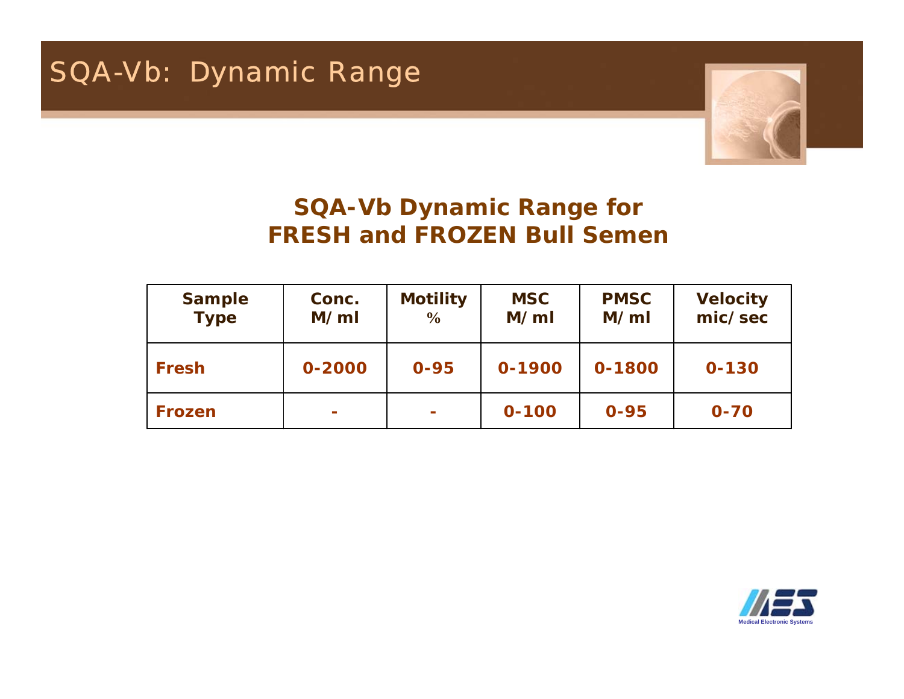# SQA-Vb: Dynamic Range

## SQA-Vb Dynamic Range for FRESH and FROZEN Bull Semen

| Sample Type | Conc. M/ml | Motility % | MSC M/ml | PMSC M/ml | Velocity mic/sec |
|---|---|---|---|---|---|
| **Fresh** | 0-2000 | 0-95 | 0-1900 | 0-1800 | 0-130 |
| **Frozen** | - | - | 0-100 | 0-95 | 0-70 |

Medical Electronic Systems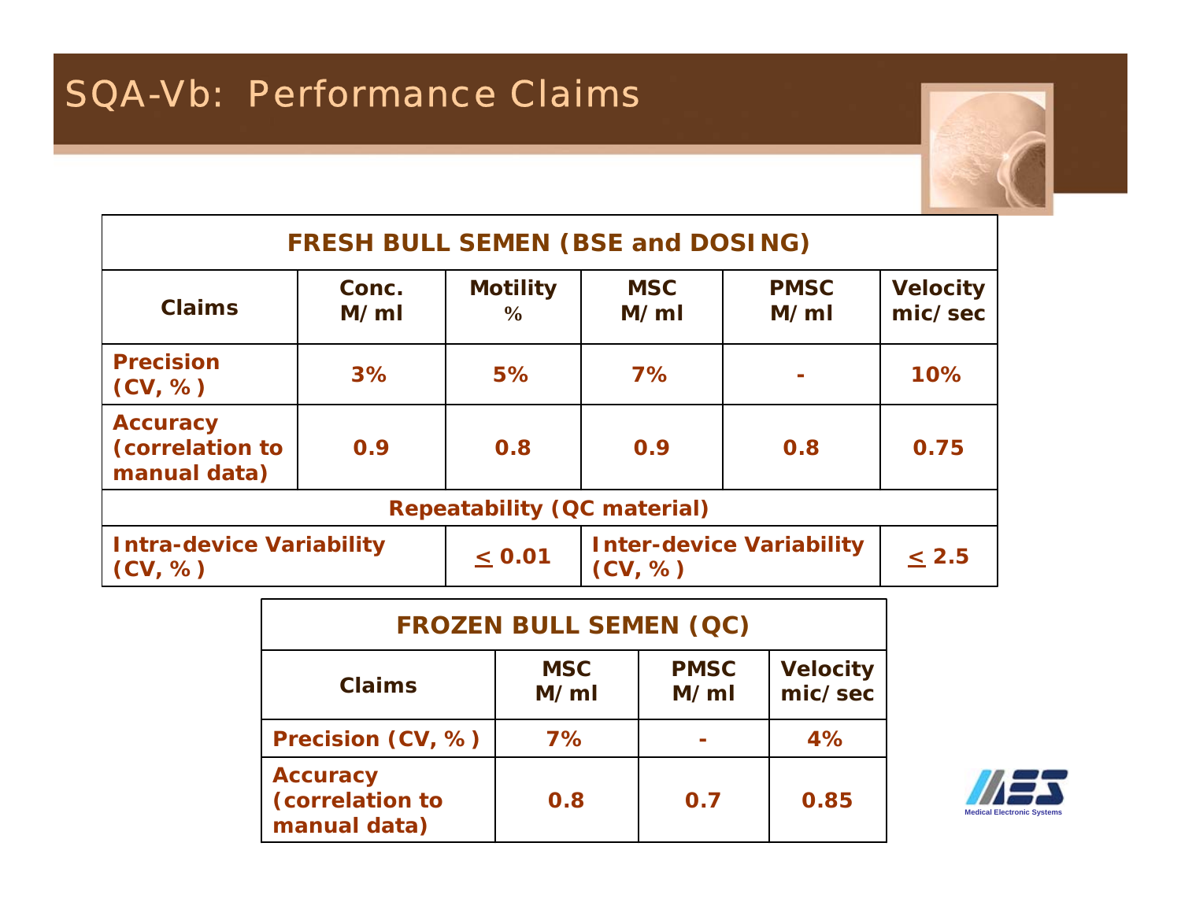# SQA-Vb: Performance Claims

| FRESH BULL SEMEN (BSE and DOSING) | | | | | |
|---|---|---|---|---|---|
| **Claims** | **Conc. M/ml** | **Motility %** | **MSC M/ml** | **PMSC M/ml** | **Velocity mic/sec** |
| **Precision (CV, %)** | 3% | 5% | 7% | - | 10% |
| **Accuracy (correlation to manual data)** | 0.9 | 0.8 | 0.9 | 0.8 | 0.75 |
| **Repeatability (QC material)** | | | | | |
| **Intra-device Variability (CV, %)** | | $\leq$ 0.01 | **Inter-device Variability (CV, %)** | | $\leq$ 2.5 |

| FROZEN BULL SEMEN (QC) | | | |
|---|---|---|---|
| **Claims** | **MSC M/ml** | **PMSC M/ml** | **Velocity mic/sec** |
| **Precision (CV, %)** | 7% | - | 4% |
| **Accuracy (correlation to manual data)** | 0.8 | 0.7 | 0.85 |

Medical Electronic Systems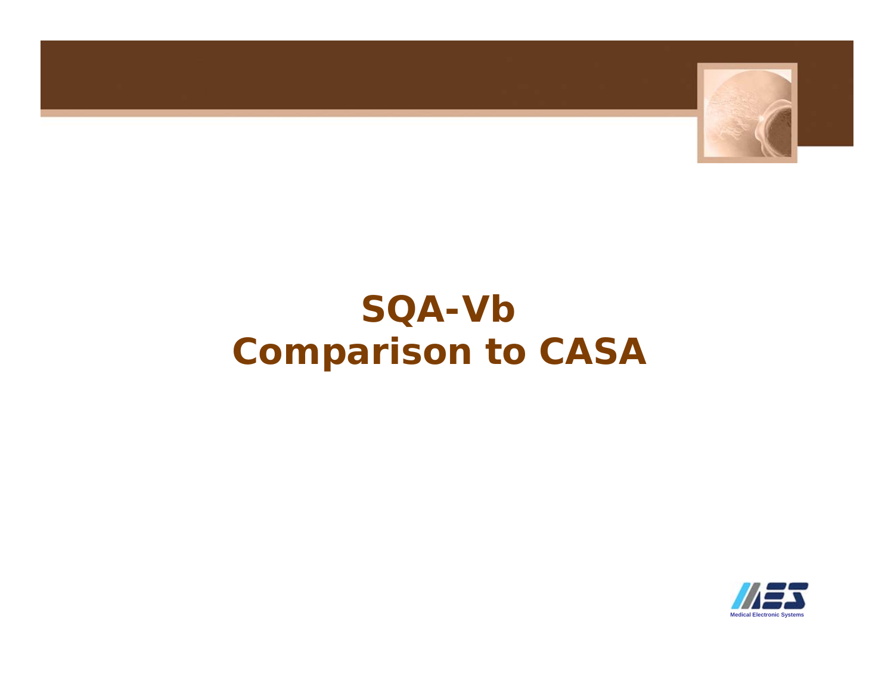# SQA-Vb
# Comparison to CASA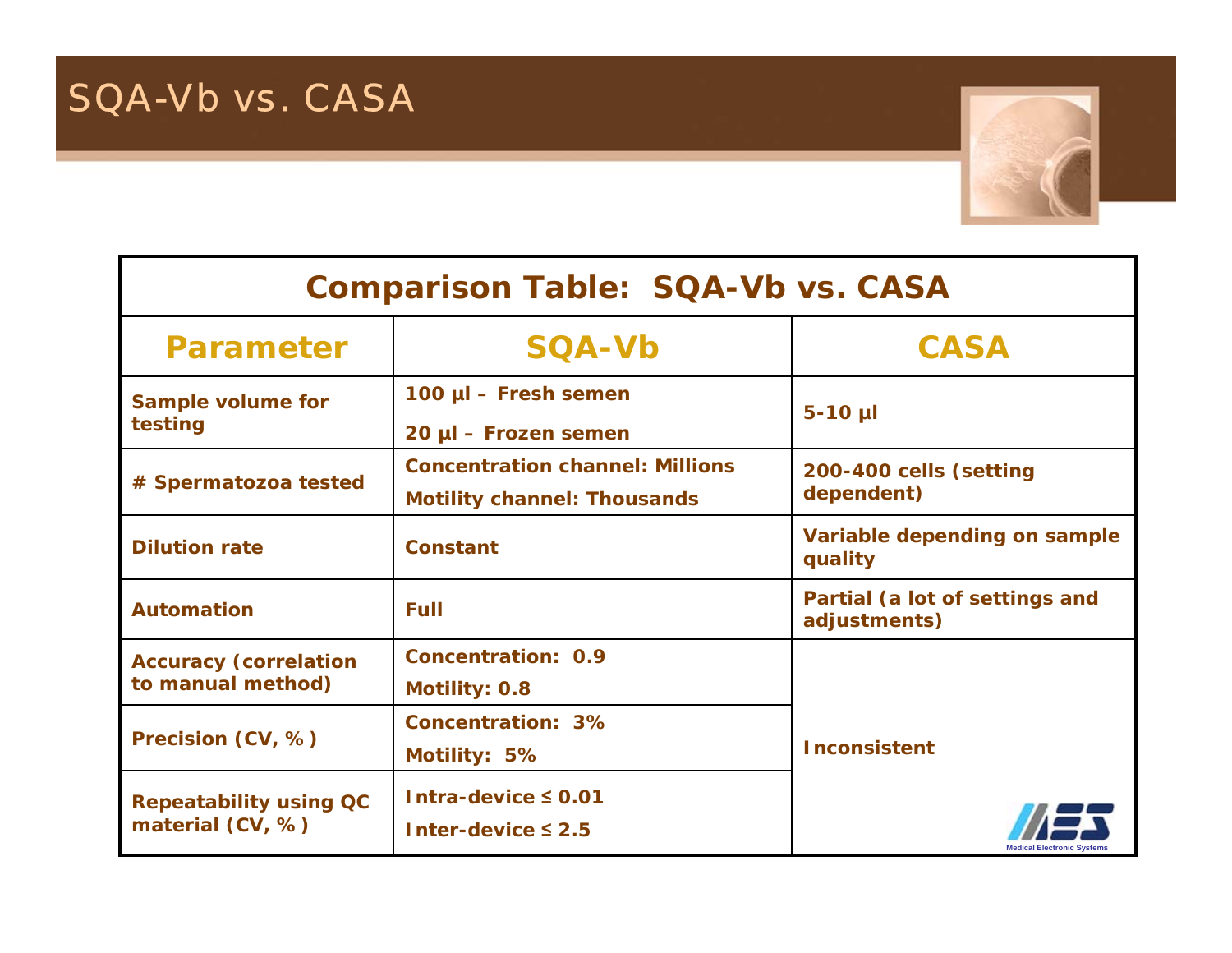# SQA-Vb vs. CASA

| Comparison Table: SQA-Vb vs. CASA | | |
|---|---|---|
| **Parameter** | **SQA-Vb** | **CASA** |
| Sample volume for testing | 100 µl – Fresh semen<br>20 µl – Frozen semen | 5-10 µl |
| # Spermatozoa tested | Concentration channel: Millions<br>Motility channel: Thousands | 200-400 cells (setting dependent) |
| Dilution rate | Constant | Variable depending on sample quality |
| Automation | Full | Partial (a lot of settings and adjustments) |
| Accuracy (correlation to manual method) | Concentration: 0.9<br>Motility: 0.8 | Inconsistent |
| Precision (CV, %) | Concentration: 3%<br>Motility: 5% | |
| Repeatability using QC material (CV, %) | Intra-device ≤ 0.01<br>Inter-device ≤ 2.5 | |

Medical Electronic Systems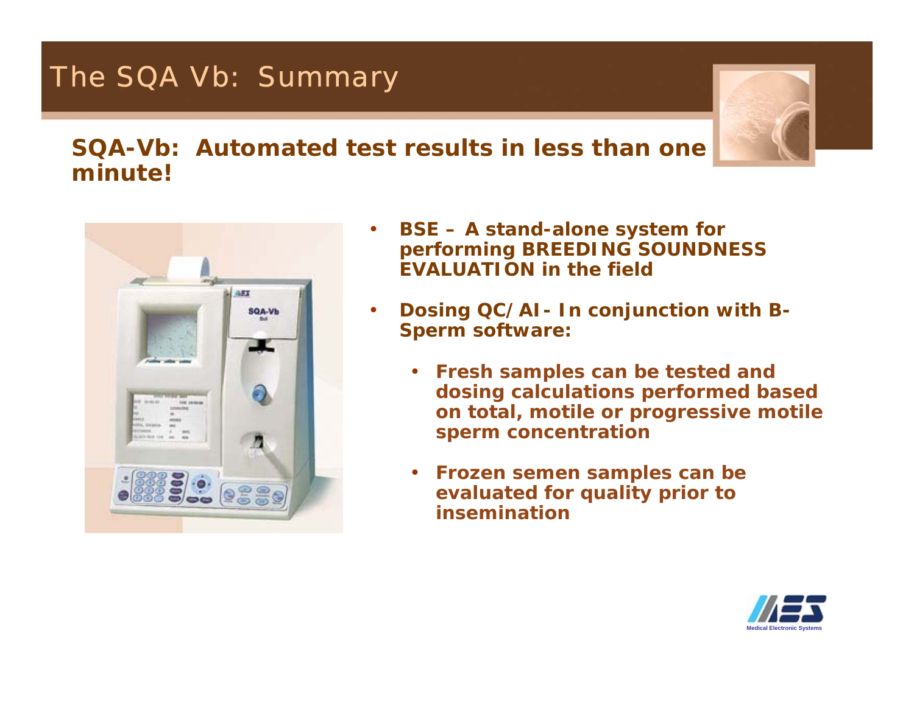# The SQA Vb: Summary

**SQA-Vb: Automated test results in less than one minute!**

- **BSE – A stand-alone system for performing BREEDING SOUNDNESS EVALUATION in the field**
- **Dosing QC/AI- In conjunction with B-Sperm software:**
  - **Fresh samples can be tested and dosing calculations performed based on total, motile or progressive motile sperm concentration**
  - **Frozen semen samples can be evaluated for quality prior to insemination**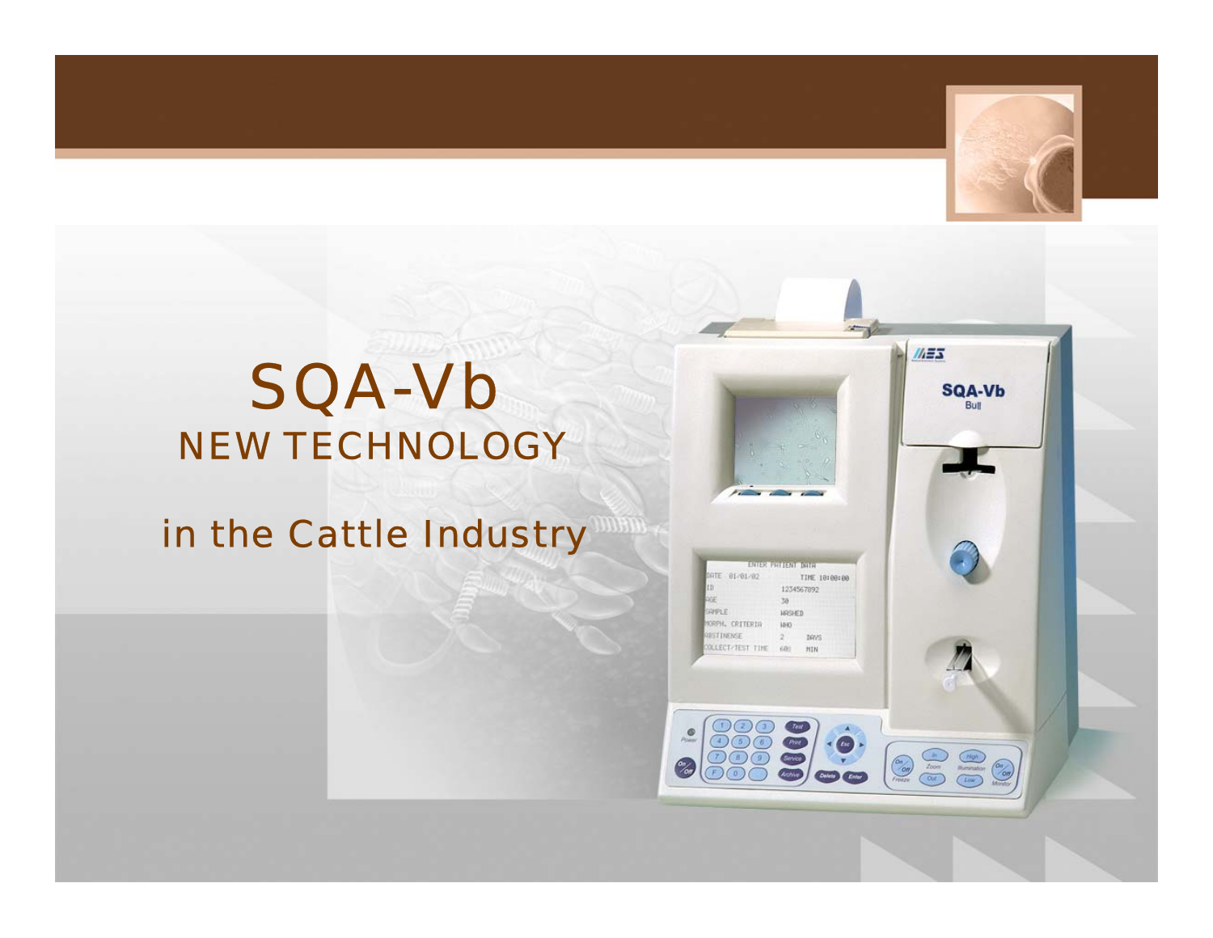# SQA-Vb

## NEW TECHNOLOGY

## in the Cattle Industry